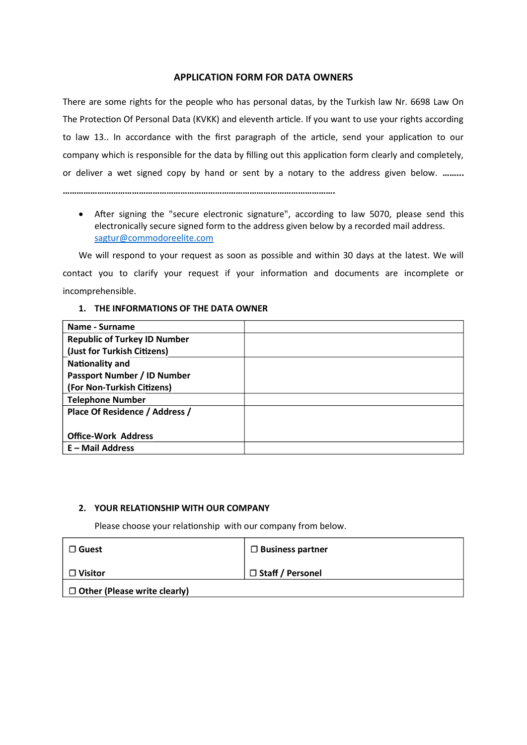## APPLICATION FORM FOR DATA OWNERS

There are some rights for the people who has personal datas, by the Turkish law Nr. 6698 Law On The Protection Of Personal Data (KVKK) and eleventh article. If you want to use your rights according to law 13.. In accordance with the first paragraph of the article, send your application to our company which is responsible for the data by filling out this application form clearly and completely, or deliver a wet signed copy by hand or sent by a notary to the address given below. ………..
…………………………………………………………………………………………………………….

- After signing the "secure electronic signature", according to law 5070, please send this electronically secure signed form to the address given below by a recorded mail address. sagtur@commodoreelite.com

We will respond to your request as soon as possible and within 30 days at the latest. We will contact you to clarify your request if your information and documents are incomplete or incomprehensible.

### 1. THE INFORMATIONS OF THE DATA OWNER

| | |
|---|---|
| **Name - Surname** | |
| **Republic of Turkey ID Number (Just for Turkish Citizens)** | |
| **Nationality and Passport Number / ID Number (For Non-Turkish Citizens)** | |
| **Telephone Number** | |
| **Place Of Residence / Address / Office-Work Address** | |
| **E – Mail Address** | |

### 2. YOUR RELATIONSHIP WITH OUR COMPANY

Please choose your relationship with our company from below.

| | |
|---|---|
| ☐ **Guest** | ☐ **Business partner** |
| ☐ **Visitor** | ☐ **Staff / Personel** |
| ☐ **Other (Please write clearly)** | |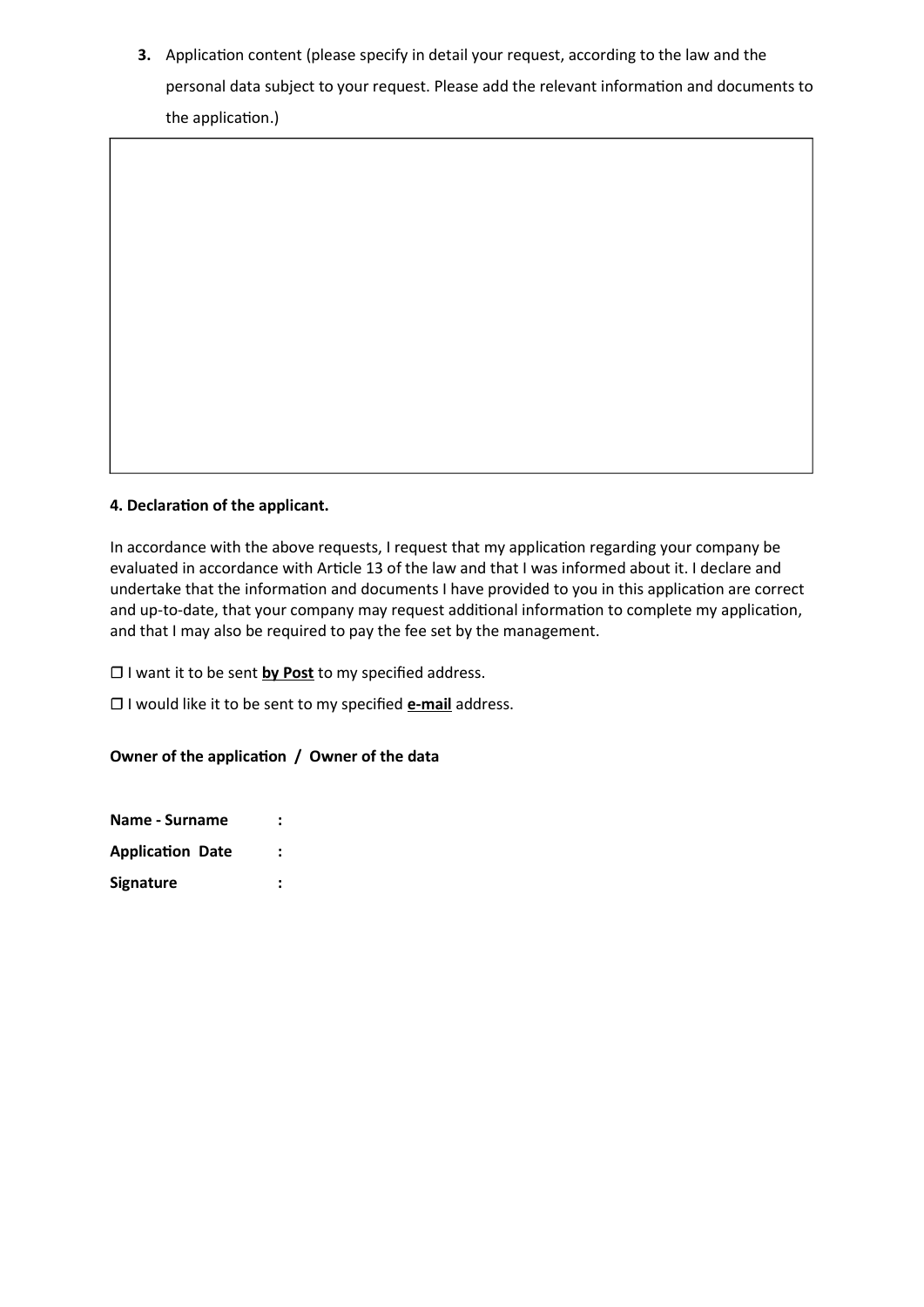**3.** Application content (please specify in detail your request, according to the law and the personal data subject to your request. Please add the relevant information and documents to the application.)

| |
|---|
| |

**4. Declaration of the applicant.**

In accordance with the above requests, I request that my application regarding your company be evaluated in accordance with Article 13 of the law and that I was informed about it. I declare and undertake that the information and documents I have provided to you in this application are correct and up-to-date, that your company may request additional information to complete my application, and that I may also be required to pay the fee set by the management.

☐ I want it to be sent **by Post** to my specified address.

☐ I would like it to be sent to my specified **e-mail** address.

**Owner of the application / Owner of the data**

**Name - Surname** :

**Application Date** :

**Signature** :